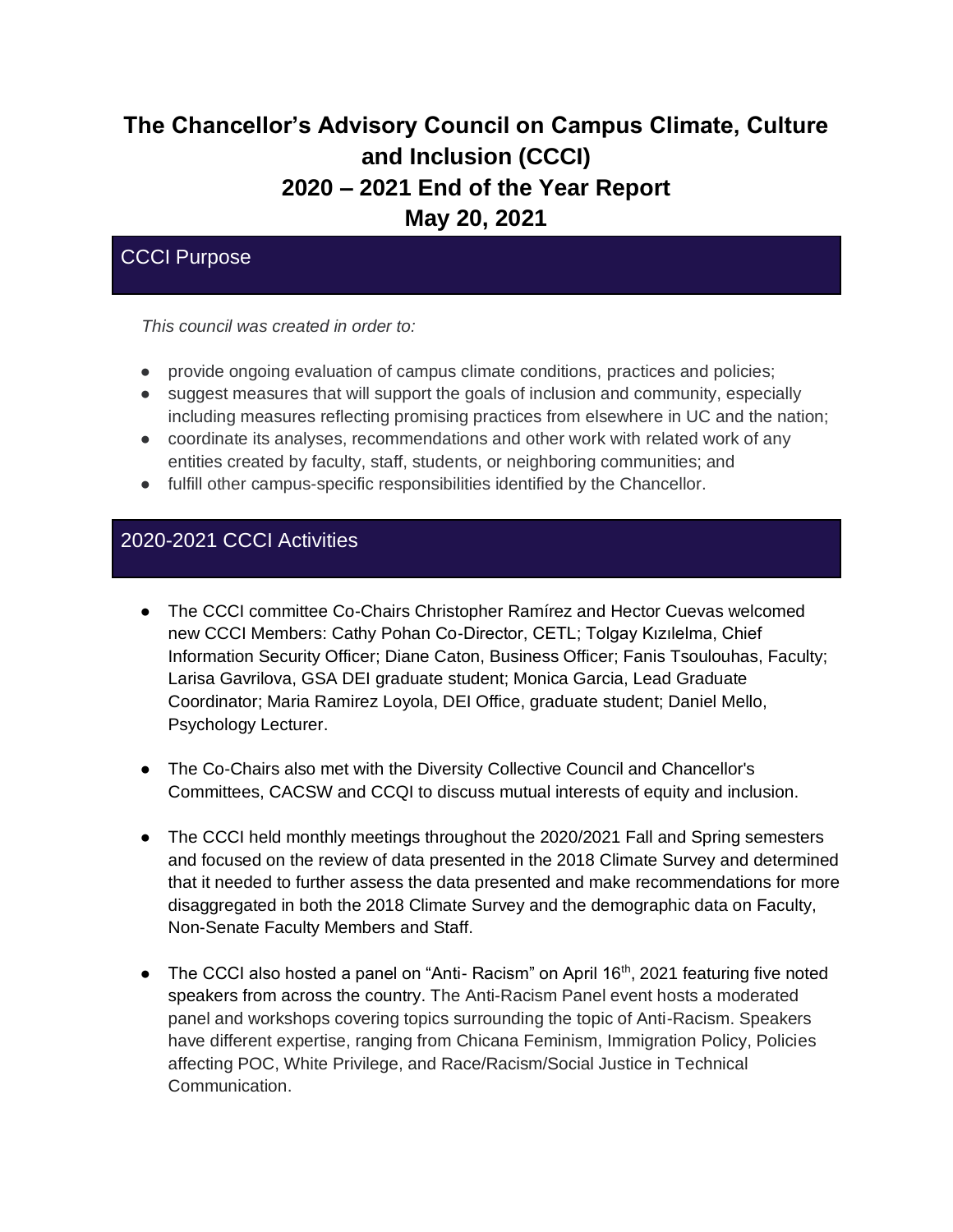# The Chancellor's Advisory Council on Campus Climate, Culture and Inclusion (CCCI)
# 2020 – 2021 End of the Year Report
# May 20, 2021

## CCCI Purpose

*This council was created in order to:*

- provide ongoing evaluation of campus climate conditions, practices and policies;
- suggest measures that will support the goals of inclusion and community, especially including measures reflecting promising practices from elsewhere in UC and the nation;
- coordinate its analyses, recommendations and other work with related work of any entities created by faculty, staff, students, or neighboring communities; and
- fulfill other campus-specific responsibilities identified by the Chancellor.

## 2020-2021 CCCI Activities

- The CCCI committee Co-Chairs Christopher Ramírez and Hector Cuevas welcomed new CCCI Members: Cathy Pohan Co-Director, CETL; Tolgay Kızılelma, Chief Information Security Officer; Diane Caton, Business Officer; Fanis Tsoulouhas, Faculty; Larisa Gavrilova, GSA DEI graduate student; Monica Garcia, Lead Graduate Coordinator; Maria Ramirez Loyola, DEI Office, graduate student; Daniel Mello, Psychology Lecturer.

- The Co-Chairs also met with the Diversity Collective Council and Chancellor's Committees, CACSW and CCQI to discuss mutual interests of equity and inclusion.

- The CCCI held monthly meetings throughout the 2020/2021 Fall and Spring semesters and focused on the review of data presented in the 2018 Climate Survey and determined that it needed to further assess the data presented and make recommendations for more disaggregated in both the 2018 Climate Survey and the demographic data on Faculty, Non-Senate Faculty Members and Staff.

- The CCCI also hosted a panel on "Anti- Racism" on April 16th, 2021 featuring five noted speakers from across the country. The Anti-Racism Panel event hosts a moderated panel and workshops covering topics surrounding the topic of Anti-Racism. Speakers have different expertise, ranging from Chicana Feminism, Immigration Policy, Policies affecting POC, White Privilege, and Race/Racism/Social Justice in Technical Communication.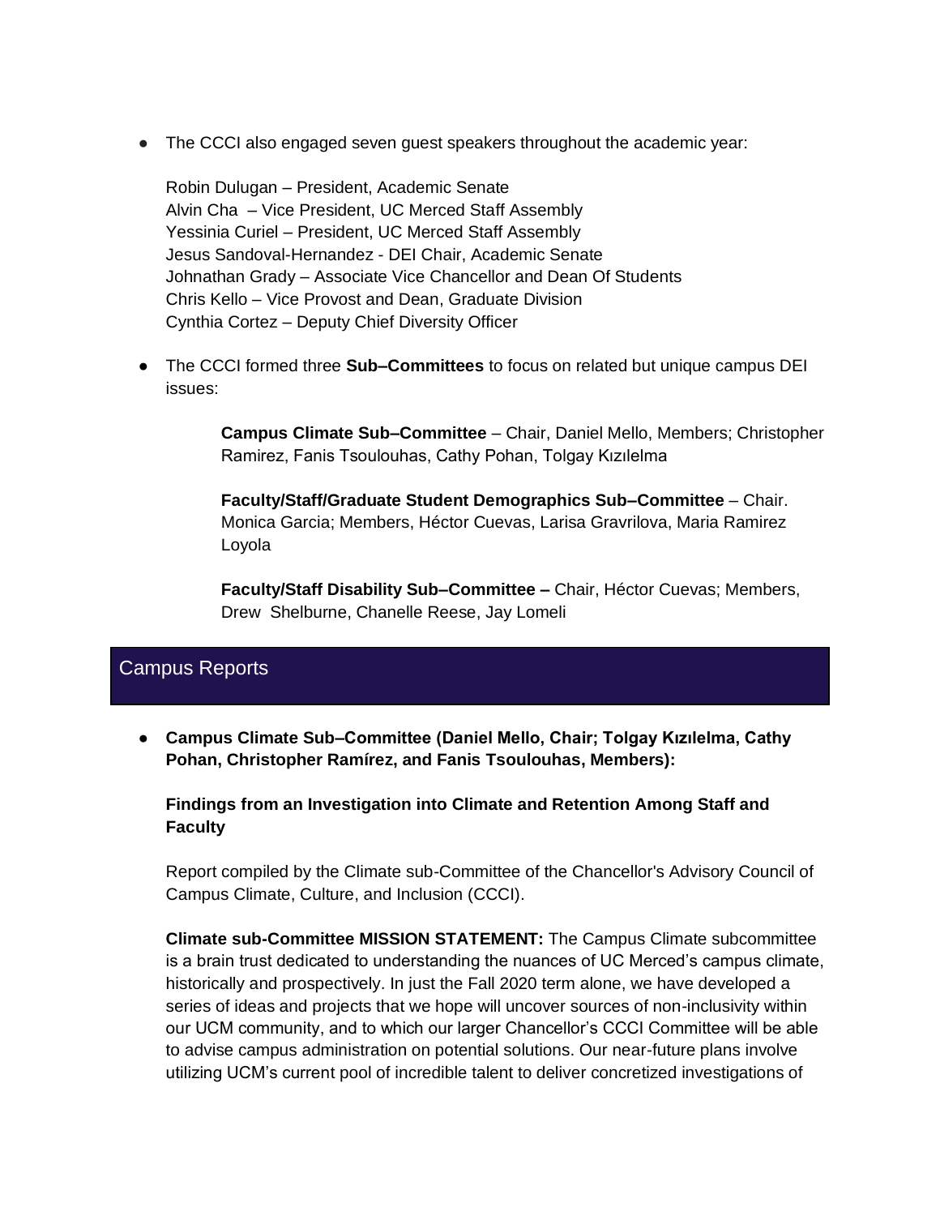- The CCCI also engaged seven guest speakers throughout the academic year:

  Robin Dulugan – President, Academic Senate
  Alvin Cha – Vice President, UC Merced Staff Assembly
  Yessinia Curiel – President, UC Merced Staff Assembly
  Jesus Sandoval-Hernandez - DEI Chair, Academic Senate
  Johnathan Grady – Associate Vice Chancellor and Dean Of Students
  Chris Kello – Vice Provost and Dean, Graduate Division
  Cynthia Cortez – Deputy Chief Diversity Officer

- The CCCI formed three **Sub–Committees** to focus on related but unique campus DEI issues:

  **Campus Climate Sub–Committee** – Chair, Daniel Mello, Members; Christopher Ramirez, Fanis Tsoulouhas, Cathy Pohan, Tolgay Kızılelma

  **Faculty/Staff/Graduate Student Demographics Sub–Committee** – Chair. Monica Garcia; Members, Héctor Cuevas, Larisa Gravrilova, Maria Ramirez Loyola

  **Faculty/Staff Disability Sub–Committee –** Chair, Héctor Cuevas; Members, Drew Shelburne, Chanelle Reese, Jay Lomeli

## Campus Reports

- **Campus Climate Sub–Committee (Daniel Mello, Chair; Tolgay Kızılelma, Cathy Pohan, Christopher Ramírez, and Fanis Tsoulouhas, Members):**

  **Findings from an Investigation into Climate and Retention Among Staff and Faculty**

  Report compiled by the Climate sub-Committee of the Chancellor's Advisory Council of Campus Climate, Culture, and Inclusion (CCCI).

  **Climate sub-Committee MISSION STATEMENT:** The Campus Climate subcommittee is a brain trust dedicated to understanding the nuances of UC Merced's campus climate, historically and prospectively. In just the Fall 2020 term alone, we have developed a series of ideas and projects that we hope will uncover sources of non-inclusivity within our UCM community, and to which our larger Chancellor's CCCI Committee will be able to advise campus administration on potential solutions. Our near-future plans involve utilizing UCM's current pool of incredible talent to deliver concretized investigations of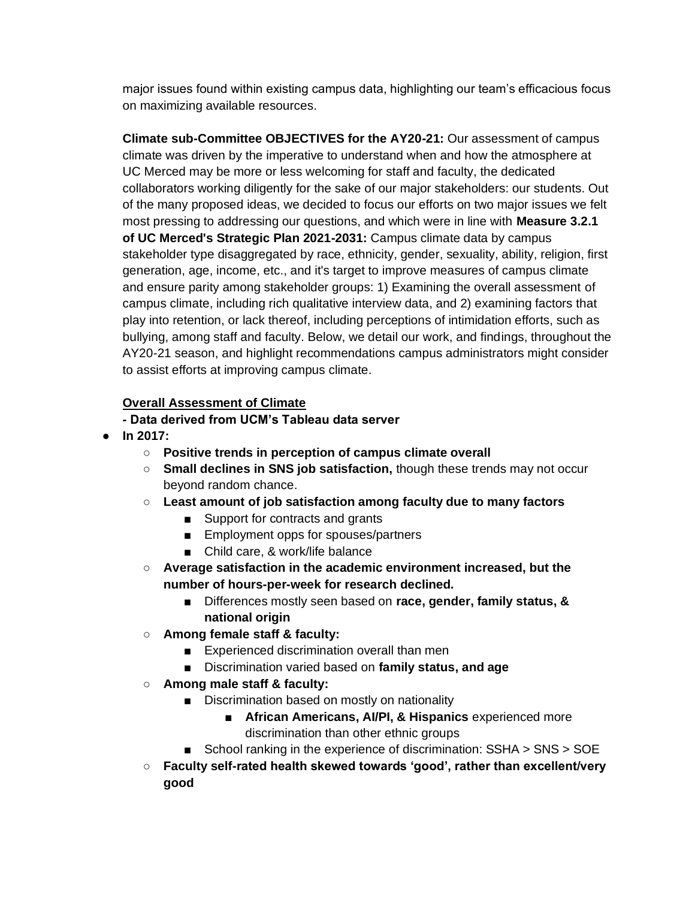major issues found within existing campus data, highlighting our team's efficacious focus on maximizing available resources.

**Climate sub-Committee OBJECTIVES for the AY20-21:** Our assessment of campus climate was driven by the imperative to understand when and how the atmosphere at UC Merced may be more or less welcoming for staff and faculty, the dedicated collaborators working diligently for the sake of our major stakeholders: our students. Out of the many proposed ideas, we decided to focus our efforts on two major issues we felt most pressing to addressing our questions, and which were in line with **Measure 3.2.1 of UC Merced's Strategic Plan 2021-2031:** Campus climate data by campus stakeholder type disaggregated by race, ethnicity, gender, sexuality, ability, religion, first generation, age, income, etc., and it's target to improve measures of campus climate and ensure parity among stakeholder groups: 1) Examining the overall assessment of campus climate, including rich qualitative interview data, and 2) examining factors that play into retention, or lack thereof, including perceptions of intimidation efforts, such as bullying, among staff and faculty. Below, we detail our work, and findings, throughout the AY20-21 season, and highlight recommendations campus administrators might consider to assist efforts at improving campus climate.

<u>**Overall Assessment of Climate**</u>

**- Data derived from UCM's Tableau data server**

- **In 2017:**
  - **Positive trends in perception of campus climate overall**
  - **Small declines in SNS job satisfaction,** though these trends may not occur beyond random chance.
  - **Least amount of job satisfaction among faculty due to many factors**
    - Support for contracts and grants
    - Employment opps for spouses/partners
    - Child care, & work/life balance
  - **Average satisfaction in the academic environment increased, but the number of hours-per-week for research declined.**
    - Differences mostly seen based on **race, gender, family status, & national origin**
  - **Among female staff & faculty:**
    - Experienced discrimination overall than men
    - Discrimination varied based on **family status, and age**
  - **Among male staff & faculty:**
    - Discrimination based on mostly on nationality
      - **African Americans, AI/PI, & Hispanics** experienced more discrimination than other ethnic groups
    - School ranking in the experience of discrimination: SSHA > SNS > SOE
  - **Faculty self-rated health skewed towards 'good', rather than excellent/very good**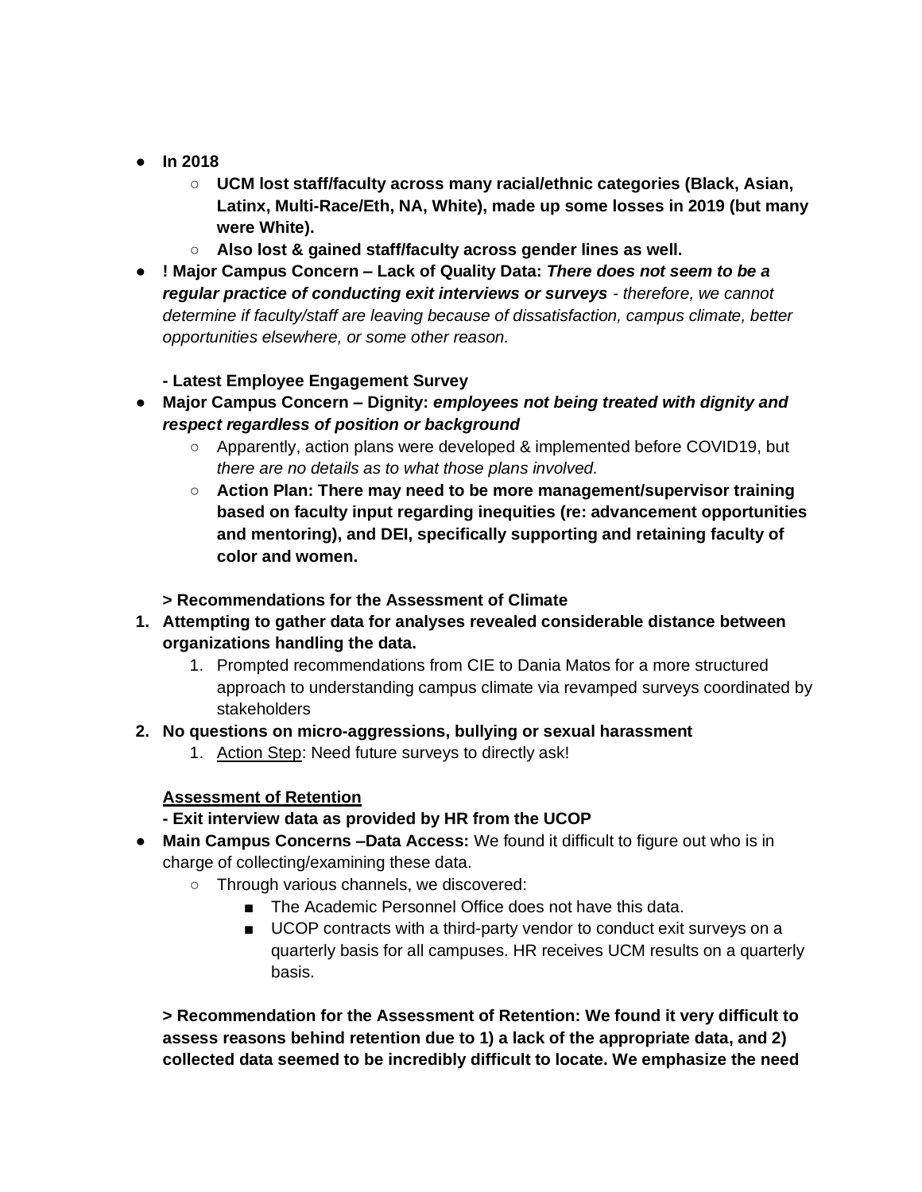- **In 2018**
  - **UCM lost staff/faculty across many racial/ethnic categories (Black, Asian, Latinx, Multi-Race/Eth, NA, White), made up some losses in 2019 (but many were White).**
  - **Also lost & gained staff/faculty across gender lines as well.**
- **! Major Campus Concern – Lack of Quality Data:** ***There does not seem to be a regular practice of conducting exit interviews or surveys*** *- therefore, we cannot determine if faculty/staff are leaving because of dissatisfaction, campus climate, better opportunities elsewhere, or some other reason.*

  **- Latest Employee Engagement Survey**
- **Major Campus Concern – Dignity:** ***employees not being treated with dignity and respect regardless of position or background***
  - Apparently, action plans were developed & implemented before COVID19, but *there are no details as to what those plans involved.*
  - **Action Plan: There may need to be more management/supervisor training based on faculty input regarding inequities (re: advancement opportunities and mentoring), and DEI, specifically supporting and retaining faculty of color and women.**

  **> Recommendations for the Assessment of Climate**
1. **Attempting to gather data for analyses revealed considerable distance between organizations handling the data.**
   1. Prompted recommendations from CIE to Dania Matos for a more structured approach to understanding campus climate via revamped surveys coordinated by stakeholders
2. **No questions on micro-aggressions, bullying or sexual harassment**
   1. <u>Action Step</u>: Need future surveys to directly ask!

**<u>Assessment of Retention</u>**

**- Exit interview data as provided by HR from the UCOP**
- **Main Campus Concerns –Data Access:** We found it difficult to figure out who is in charge of collecting/examining these data.
  - Through various channels, we discovered:
    - The Academic Personnel Office does not have this data.
    - UCOP contracts with a third-party vendor to conduct exit surveys on a quarterly basis for all campuses. HR receives UCM results on a quarterly basis.

**> Recommendation for the Assessment of Retention: We found it very difficult to assess reasons behind retention due to 1) a lack of the appropriate data, and 2) collected data seemed to be incredibly difficult to locate. We emphasize the need**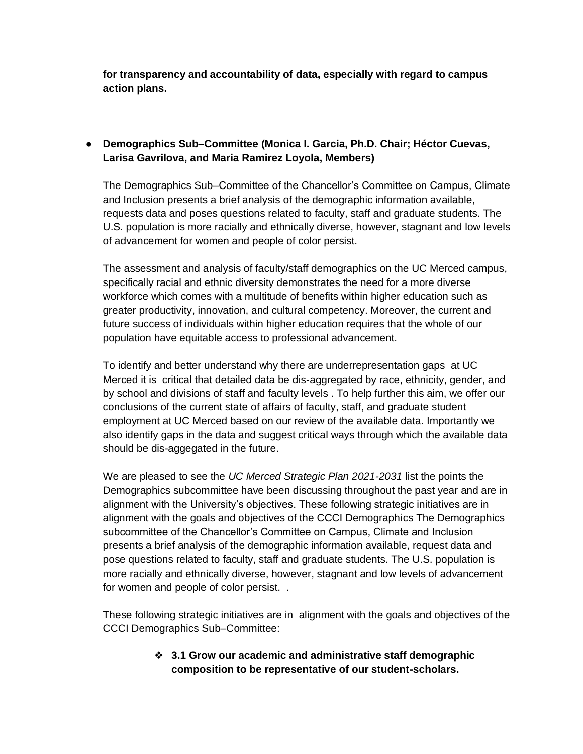**for transparency and accountability of data, especially with regard to campus action plans.**

- **Demographics Sub–Committee (Monica I. Garcia, Ph.D. Chair; Héctor Cuevas, Larisa Gavrilova, and Maria Ramirez Loyola, Members)**

  The Demographics Sub–Committee of the Chancellor's Committee on Campus, Climate and Inclusion presents a brief analysis of the demographic information available, requests data and poses questions related to faculty, staff and graduate students. The U.S. population is more racially and ethnically diverse, however, stagnant and low levels of advancement for women and people of color persist.

  The assessment and analysis of faculty/staff demographics on the UC Merced campus, specifically racial and ethnic diversity demonstrates the need for a more diverse workforce which comes with a multitude of benefits within higher education such as greater productivity, innovation, and cultural competency. Moreover, the current and future success of individuals within higher education requires that the whole of our population have equitable access to professional advancement.

  To identify and better understand why there are underrepresentation gaps at UC Merced it is critical that detailed data be dis-aggregated by race, ethnicity, gender, and by school and divisions of staff and faculty levels . To help further this aim, we offer our conclusions of the current state of affairs of faculty, staff, and graduate student employment at UC Merced based on our review of the available data. Importantly we also identify gaps in the data and suggest critical ways through which the available data should be dis-aggegated in the future.

  We are pleased to see the *UC Merced Strategic Plan 2021-2031* list the points the Demographics subcommittee have been discussing throughout the past year and are in alignment with the University's objectives. These following strategic initiatives are in alignment with the goals and objectives of the CCCI Demographics The Demographics subcommittee of the Chancellor's Committee on Campus, Climate and Inclusion presents a brief analysis of the demographic information available, request data and pose questions related to faculty, staff and graduate students. The U.S. population is more racially and ethnically diverse, however, stagnant and low levels of advancement for women and people of color persist. .

  These following strategic initiatives are in alignment with the goals and objectives of the CCCI Demographics Sub–Committee:

  - **3.1 Grow our academic and administrative staff demographic composition to be representative of our student-scholars.**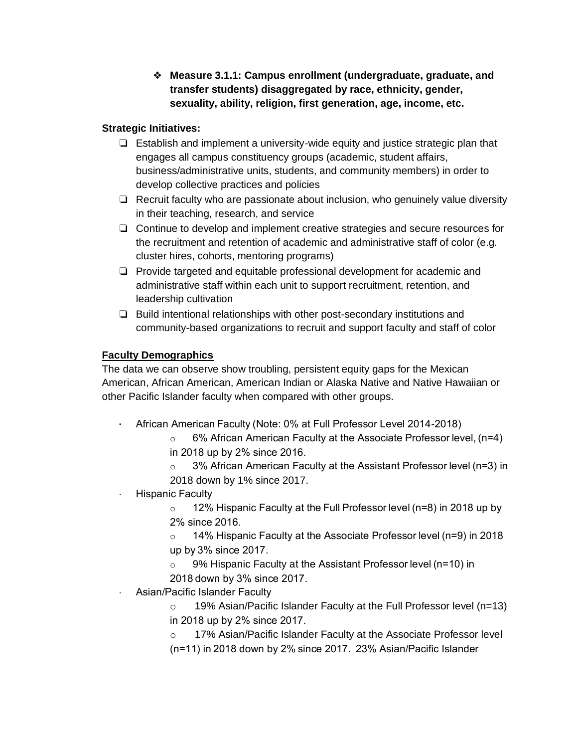- ❖ **Measure 3.1.1: Campus enrollment (undergraduate, graduate, and transfer students) disaggregated by race, ethnicity, gender, sexuality, ability, religion, first generation, age, income, etc.**

**Strategic Initiatives:**

- ❏ Establish and implement a university-wide equity and justice strategic plan that engages all campus constituency groups (academic, student affairs, business/administrative units, students, and community members) in order to develop collective practices and policies
- ❏ Recruit faculty who are passionate about inclusion, who genuinely value diversity in their teaching, research, and service
- ❏ Continue to develop and implement creative strategies and secure resources for the recruitment and retention of academic and administrative staff of color (e.g. cluster hires, cohorts, mentoring programs)
- ❏ Provide targeted and equitable professional development for academic and administrative staff within each unit to support recruitment, retention, and leadership cultivation
- ❏ Build intentional relationships with other post-secondary institutions and community-based organizations to recruit and support faculty and staff of color

**<u>Faculty Demographics</u>**

The data we can observe show troubling, persistent equity gaps for the Mexican American, African American, American Indian or Alaska Native and Native Hawaiian or other Pacific Islander faculty when compared with other groups.

- African American Faculty (Note: 0% at Full Professor Level 2014-2018)
    - 6% African American Faculty at the Associate Professor level, (n=4) in 2018 up by 2% since 2016.
    - 3% African American Faculty at the Assistant Professor level (n=3) in 2018 down by 1% since 2017.
- Hispanic Faculty
    - 12% Hispanic Faculty at the Full Professor level (n=8) in 2018 up by 2% since 2016.
    - 14% Hispanic Faculty at the Associate Professor level (n=9) in 2018 up by 3% since 2017.
    - 9% Hispanic Faculty at the Assistant Professor level (n=10) in 2018 down by 3% since 2017.
- Asian/Pacific Islander Faculty
    - 19% Asian/Pacific Islander Faculty at the Full Professor level (n=13) in 2018 up by 2% since 2017.
    - 17% Asian/Pacific Islander Faculty at the Associate Professor level (n=11) in 2018 down by 2% since 2017. 23% Asian/Pacific Islander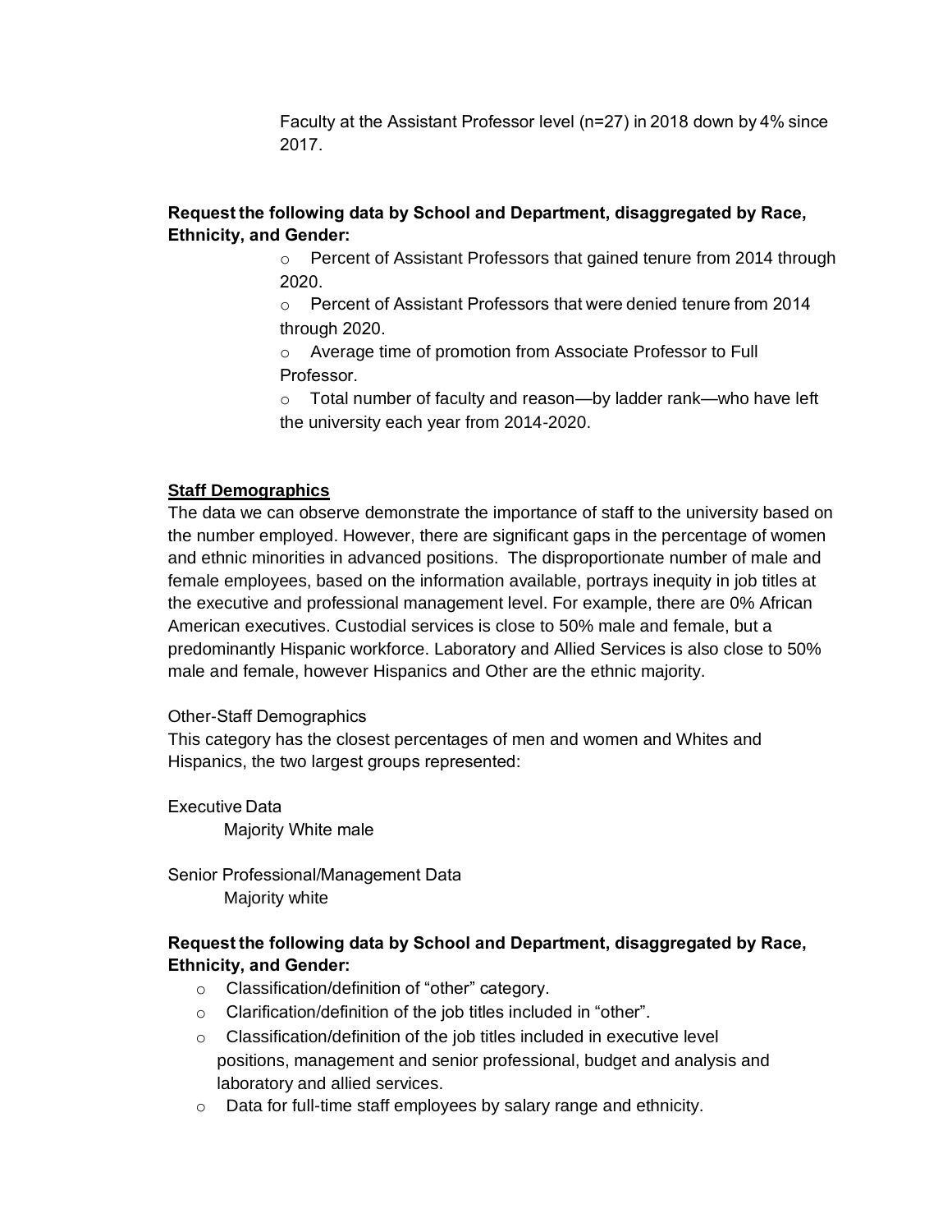Faculty at the Assistant Professor level (n=27) in 2018 down by 4% since 2017.

**Request the following data by School and Department, disaggregated by Race, Ethnicity, and Gender:**

- Percent of Assistant Professors that gained tenure from 2014 through 2020.
- Percent of Assistant Professors that were denied tenure from 2014 through 2020.
- Average time of promotion from Associate Professor to Full Professor.
- Total number of faculty and reason—by ladder rank—who have left the university each year from 2014-2020.

## Staff Demographics

The data we can observe demonstrate the importance of staff to the university based on the number employed. However, there are significant gaps in the percentage of women and ethnic minorities in advanced positions. The disproportionate number of male and female employees, based on the information available, portrays inequity in job titles at the executive and professional management level. For example, there are 0% African American executives. Custodial services is close to 50% male and female, but a predominantly Hispanic workforce. Laboratory and Allied Services is also close to 50% male and female, however Hispanics and Other are the ethnic majority.

Other-Staff Demographics
This category has the closest percentages of men and women and Whites and Hispanics, the two largest groups represented:

Executive Data
Majority White male

Senior Professional/Management Data
Majority white

**Request the following data by School and Department, disaggregated by Race, Ethnicity, and Gender:**

- Classification/definition of "other" category.
- Clarification/definition of the job titles included in "other".
- Classification/definition of the job titles included in executive level positions, management and senior professional, budget and analysis and laboratory and allied services.
- Data for full-time staff employees by salary range and ethnicity.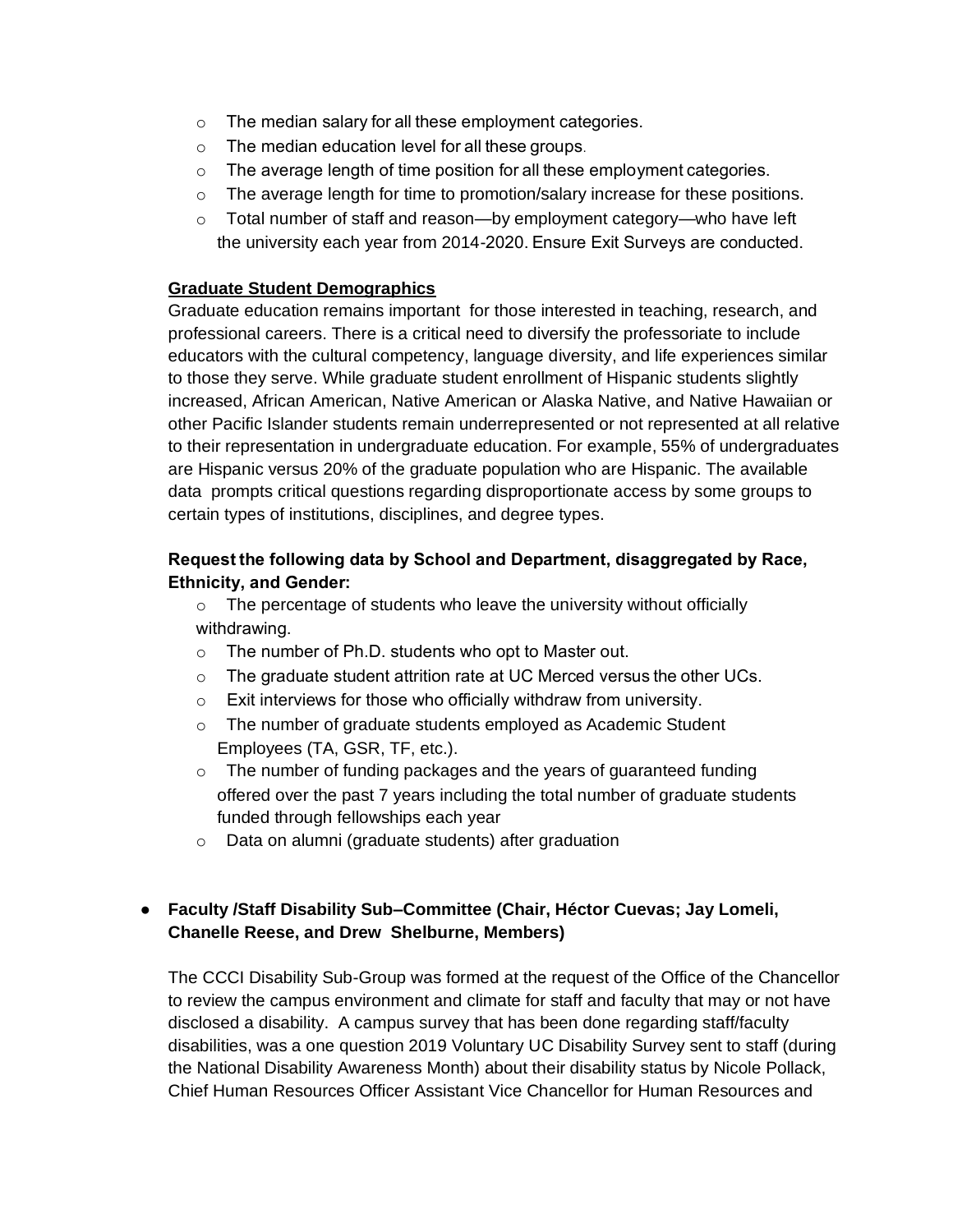- The median salary for all these employment categories.
- The median education level for all these groups.
- The average length of time position for all these employment categories.
- The average length for time to promotion/salary increase for these positions.
- Total number of staff and reason—by employment category—who have left the university each year from 2014-2020. Ensure Exit Surveys are conducted.

**Graduate Student Demographics**

Graduate education remains important for those interested in teaching, research, and professional careers. There is a critical need to diversify the professoriate to include educators with the cultural competency, language diversity, and life experiences similar to those they serve. While graduate student enrollment of Hispanic students slightly increased, African American, Native American or Alaska Native, and Native Hawaiian or other Pacific Islander students remain underrepresented or not represented at all relative to their representation in undergraduate education. For example, 55% of undergraduates are Hispanic versus 20% of the graduate population who are Hispanic. The available data prompts critical questions regarding disproportionate access by some groups to certain types of institutions, disciplines, and degree types.

**Request the following data by School and Department, disaggregated by Race, Ethnicity, and Gender:**

- The percentage of students who leave the university without officially withdrawing.
- The number of Ph.D. students who opt to Master out.
- The graduate student attrition rate at UC Merced versus the other UCs.
- Exit interviews for those who officially withdraw from university.
- The number of graduate students employed as Academic Student Employees (TA, GSR, TF, etc.).
- The number of funding packages and the years of guaranteed funding offered over the past 7 years including the total number of graduate students funded through fellowships each year
- Data on alumni (graduate students) after graduation

- **Faculty /Staff Disability Sub–Committee (Chair, Héctor Cuevas; Jay Lomeli, Chanelle Reese, and Drew Shelburne, Members)**

  The CCCI Disability Sub-Group was formed at the request of the Office of the Chancellor to review the campus environment and climate for staff and faculty that may or not have disclosed a disability. A campus survey that has been done regarding staff/faculty disabilities, was a one question 2019 Voluntary UC Disability Survey sent to staff (during the National Disability Awareness Month) about their disability status by Nicole Pollack, Chief Human Resources Officer Assistant Vice Chancellor for Human Resources and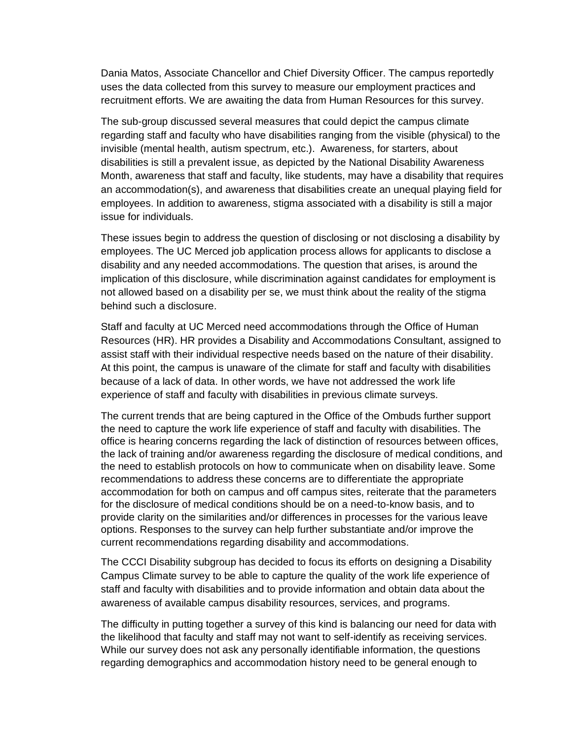Dania Matos, Associate Chancellor and Chief Diversity Officer. The campus reportedly uses the data collected from this survey to measure our employment practices and recruitment efforts. We are awaiting the data from Human Resources for this survey.

The sub-group discussed several measures that could depict the campus climate regarding staff and faculty who have disabilities ranging from the visible (physical) to the invisible (mental health, autism spectrum, etc.). Awareness, for starters, about disabilities is still a prevalent issue, as depicted by the National Disability Awareness Month, awareness that staff and faculty, like students, may have a disability that requires an accommodation(s), and awareness that disabilities create an unequal playing field for employees. In addition to awareness, stigma associated with a disability is still a major issue for individuals.

These issues begin to address the question of disclosing or not disclosing a disability by employees. The UC Merced job application process allows for applicants to disclose a disability and any needed accommodations. The question that arises, is around the implication of this disclosure, while discrimination against candidates for employment is not allowed based on a disability per se, we must think about the reality of the stigma behind such a disclosure.

Staff and faculty at UC Merced need accommodations through the Office of Human Resources (HR). HR provides a Disability and Accommodations Consultant, assigned to assist staff with their individual respective needs based on the nature of their disability. At this point, the campus is unaware of the climate for staff and faculty with disabilities because of a lack of data. In other words, we have not addressed the work life experience of staff and faculty with disabilities in previous climate surveys.

The current trends that are being captured in the Office of the Ombuds further support the need to capture the work life experience of staff and faculty with disabilities. The office is hearing concerns regarding the lack of distinction of resources between offices, the lack of training and/or awareness regarding the disclosure of medical conditions, and the need to establish protocols on how to communicate when on disability leave. Some recommendations to address these concerns are to differentiate the appropriate accommodation for both on campus and off campus sites, reiterate that the parameters for the disclosure of medical conditions should be on a need-to-know basis, and to provide clarity on the similarities and/or differences in processes for the various leave options. Responses to the survey can help further substantiate and/or improve the current recommendations regarding disability and accommodations.

The CCCI Disability subgroup has decided to focus its efforts on designing a Disability Campus Climate survey to be able to capture the quality of the work life experience of staff and faculty with disabilities and to provide information and obtain data about the awareness of available campus disability resources, services, and programs.

The difficulty in putting together a survey of this kind is balancing our need for data with the likelihood that faculty and staff may not want to self-identify as receiving services. While our survey does not ask any personally identifiable information, the questions regarding demographics and accommodation history need to be general enough to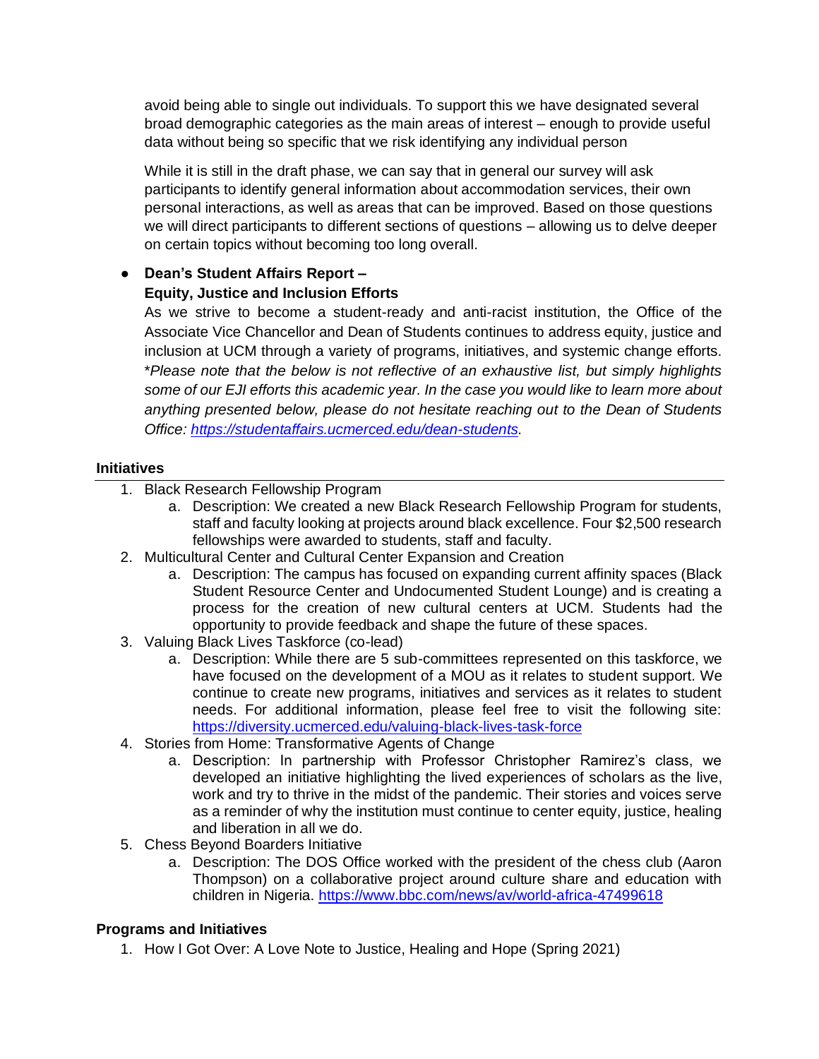avoid being able to single out individuals. To support this we have designated several broad demographic categories as the main areas of interest – enough to provide useful data without being so specific that we risk identifying any individual person

While it is still in the draft phase, we can say that in general our survey will ask participants to identify general information about accommodation services, their own personal interactions, as well as areas that can be improved. Based on those questions we will direct participants to different sections of questions – allowing us to delve deeper on certain topics without becoming too long overall.

- **Dean's Student Affairs Report –**
  **Equity, Justice and Inclusion Efforts**
  As we strive to become a student-ready and anti-racist institution, the Office of the Associate Vice Chancellor and Dean of Students continues to address equity, justice and inclusion at UCM through a variety of programs, initiatives, and systemic change efforts. **Please note that the below is not reflective of an exhaustive list, but simply highlights some of our EJI efforts this academic year. In the case you would like to learn more about anything presented below, please do not hesitate reaching out to the Dean of Students Office: [https://studentaffairs.ucmerced.edu/dean-students](https://studentaffairs.ucmerced.edu/dean-students).*

**Initiatives**

1. Black Research Fellowship Program
   a. Description: We created a new Black Research Fellowship Program for students, staff and faculty looking at projects around black excellence. Four $2,500 research fellowships were awarded to students, staff and faculty.
2. Multicultural Center and Cultural Center Expansion and Creation
   a. Description: The campus has focused on expanding current affinity spaces (Black Student Resource Center and Undocumented Student Lounge) and is creating a process for the creation of new cultural centers at UCM. Students had the opportunity to provide feedback and shape the future of these spaces.
3. Valuing Black Lives Taskforce (co-lead)
   a. Description: While there are 5 sub-committees represented on this taskforce, we have focused on the development of a MOU as it relates to student support. We continue to create new programs, initiatives and services as it relates to student needs. For additional information, please feel free to visit the following site: [https://diversity.ucmerced.edu/valuing-black-lives-task-force](https://diversity.ucmerced.edu/valuing-black-lives-task-force)
4. Stories from Home: Transformative Agents of Change
   a. Description: In partnership with Professor Christopher Ramirez's class, we developed an initiative highlighting the lived experiences of scholars as the live, work and try to thrive in the midst of the pandemic. Their stories and voices serve as a reminder of why the institution must continue to center equity, justice, healing and liberation in all we do.
5. Chess Beyond Boarders Initiative
   a. Description: The DOS Office worked with the president of the chess club (Aaron Thompson) on a collaborative project around culture share and education with children in Nigeria. [https://www.bbc.com/news/av/world-africa-47499618](https://www.bbc.com/news/av/world-africa-47499618)

**Programs and Initiatives**

1. How I Got Over: A Love Note to Justice, Healing and Hope (Spring 2021)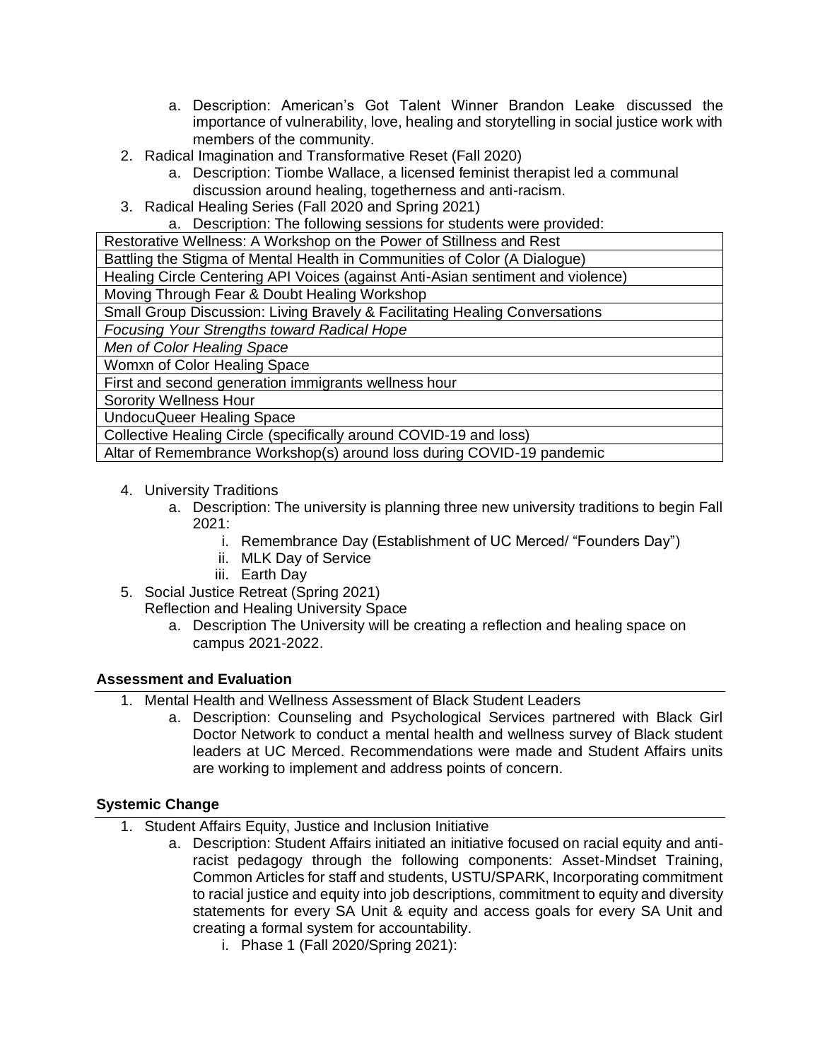a. Description: American's Got Talent Winner Brandon Leake discussed the importance of vulnerability, love, healing and storytelling in social justice work with members of the community.

2. Radical Imagination and Transformative Reset (Fall 2020)
   a. Description: Tiombe Wallace, a licensed feminist therapist led a communal discussion around healing, togetherness and anti-racism.
3. Radical Healing Series (Fall 2020 and Spring 2021)
   a. Description: The following sessions for students were provided:

| Restorative Wellness: A Workshop on the Power of Stillness and Rest |
|---|
| Battling the Stigma of Mental Health in Communities of Color (A Dialogue) |
| Healing Circle Centering API Voices (against Anti-Asian sentiment and violence) |
| Moving Through Fear & Doubt Healing Workshop |
| Small Group Discussion: Living Bravely & Facilitating Healing Conversations |
| *Focusing Your Strengths toward Radical Hope* |
| *Men of Color Healing Space* |
| Womxn of Color Healing Space |
| First and second generation immigrants wellness hour |
| Sorority Wellness Hour |
| UndocuQueer Healing Space |
| Collective Healing Circle (specifically around COVID-19 and loss) |
| Altar of Remembrance Workshop(s) around loss during COVID-19 pandemic |

4. University Traditions
   a. Description: The university is planning three new university traditions to begin Fall 2021:
      i. Remembrance Day (Establishment of UC Merced/ "Founders Day")
      ii. MLK Day of Service
      iii. Earth Day
5. Social Justice Retreat (Spring 2021)
   Reflection and Healing University Space
   a. Description The University will be creating a reflection and healing space on campus 2021-2022.

## Assessment and Evaluation

1. Mental Health and Wellness Assessment of Black Student Leaders
   a. Description: Counseling and Psychological Services partnered with Black Girl Doctor Network to conduct a mental health and wellness survey of Black student leaders at UC Merced. Recommendations were made and Student Affairs units are working to implement and address points of concern.

## Systemic Change

1. Student Affairs Equity, Justice and Inclusion Initiative
   a. Description: Student Affairs initiated an initiative focused on racial equity and anti-racist pedagogy through the following components: Asset-Mindset Training, Common Articles for staff and students, USTU/SPARK, Incorporating commitment to racial justice and equity into job descriptions, commitment to equity and diversity statements for every SA Unit & equity and access goals for every SA Unit and creating a formal system for accountability.
      i. Phase 1 (Fall 2020/Spring 2021):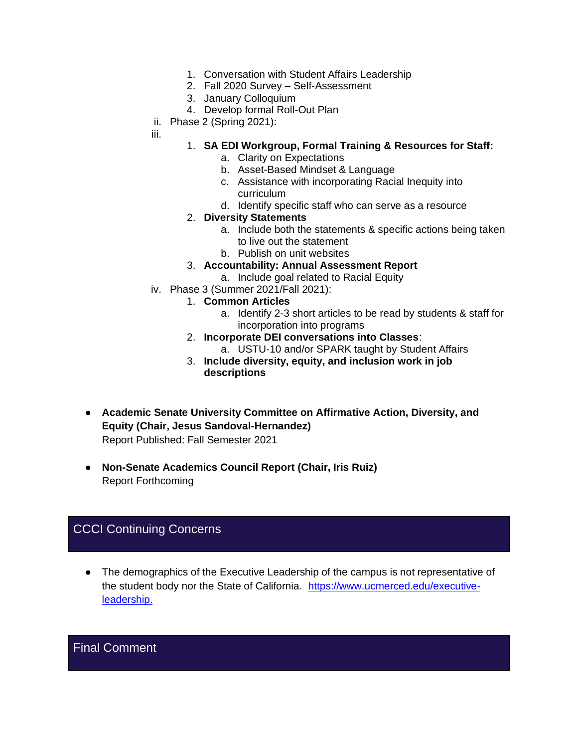1. Conversation with Student Affairs Leadership
2. Fall 2020 Survey – Self-Assessment
3. January Colloquium
4. Develop formal Roll-Out Plan

ii. Phase 2 (Spring 2021):

iii.

1. **SA EDI Workgroup, Formal Training & Resources for Staff:**
   a. Clarity on Expectations
   b. Asset-Based Mindset & Language
   c. Assistance with incorporating Racial Inequity into curriculum
   d. Identify specific staff who can serve as a resource
2. **Diversity Statements**
   a. Include both the statements & specific actions being taken to live out the statement
   b. Publish on unit websites
3. **Accountability: Annual Assessment Report**
   a. Include goal related to Racial Equity

iv. Phase 3 (Summer 2021/Fall 2021):

1. **Common Articles**
   a. Identify 2-3 short articles to be read by students & staff for incorporation into programs
2. **Incorporate DEI conversations into Classes**:
   a. USTU-10 and/or SPARK taught by Student Affairs
3. **Include diversity, equity, and inclusion work in job descriptions**

- **Academic Senate University Committee on Affirmative Action, Diversity, and Equity (Chair, Jesus Sandoval-Hernandez)**
  Report Published: Fall Semester 2021

- **Non-Senate Academics Council Report (Chair, Iris Ruiz)**
  Report Forthcoming

## CCCI Continuing Concerns

- The demographics of the Executive Leadership of the campus is not representative of the student body nor the State of California. [https://www.ucmerced.edu/executive-leadership.](https://www.ucmerced.edu/executive-leadership)

## Final Comment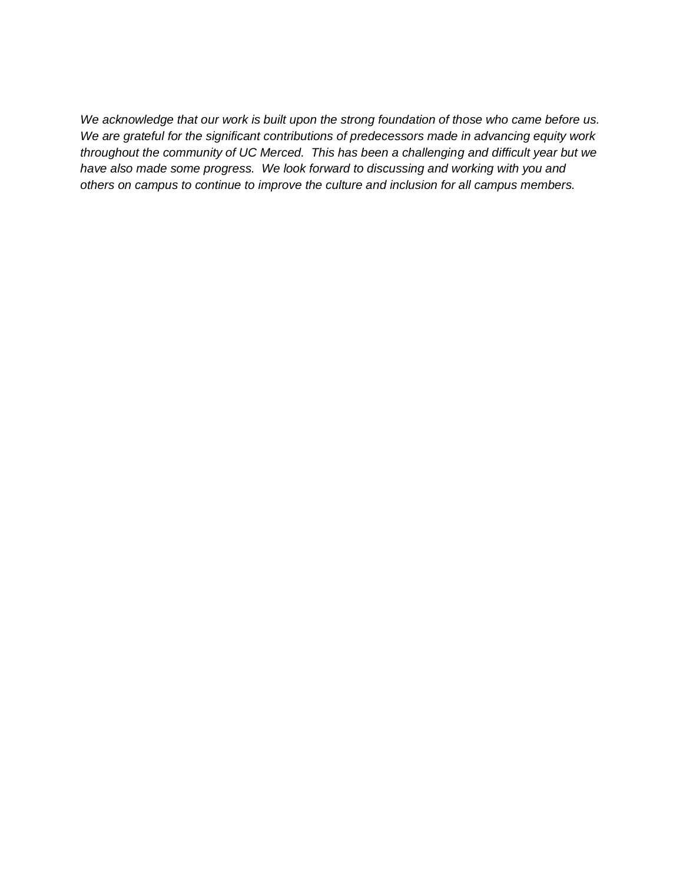*We acknowledge that our work is built upon the strong foundation of those who came before us. We are grateful for the significant contributions of predecessors made in advancing equity work throughout the community of UC Merced. This has been a challenging and difficult year but we have also made some progress. We look forward to discussing and working with you and others on campus to continue to improve the culture and inclusion for all campus members.*